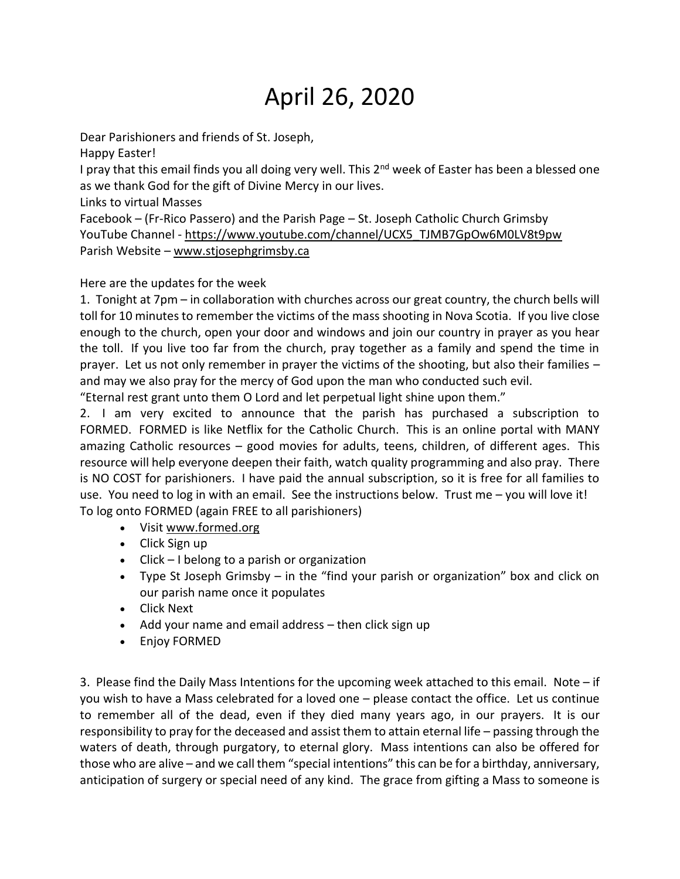# April 26, 2020

Dear Parishioners and friends of St. Joseph,

Happy Easter!

I pray that this email finds you all doing very well. This 2nd week of Easter has been a blessed one as we thank God for the gift of Divine Mercy in our lives.

Links to virtual Masses

Facebook – (Fr-Rico Passero) and the Parish Page – St. Joseph Catholic Church Grimsby

YouTube Channel - https://www.youtube.com/channel/UCX5_TJMB7GpOw6M0LV8t9pw

Parish Website – www.stjosephgrimsby.ca

Here are the updates for the week

1. Tonight at 7pm – in collaboration with churches across our great country, the church bells will toll for 10 minutes to remember the victims of the mass shooting in Nova Scotia. If you live close enough to the church, open your door and windows and join our country in prayer as you hear the toll. If you live too far from the church, pray together as a family and spend the time in prayer. Let us not only remember in prayer the victims of the shooting, but also their families – and may we also pray for the mercy of God upon the man who conducted such evil.
"Eternal rest grant unto them O Lord and let perpetual light shine upon them."

2. I am very excited to announce that the parish has purchased a subscription to FORMED. FORMED is like Netflix for the Catholic Church. This is an online portal with MANY amazing Catholic resources – good movies for adults, teens, children, of different ages. This resource will help everyone deepen their faith, watch quality programming and also pray. There is NO COST for parishioners. I have paid the annual subscription, so it is free for all families to use. You need to log in with an email. See the instructions below. Trust me – you will love it!
To log onto FORMED (again FREE to all parishioners)
   - Visit www.formed.org
   - Click Sign up
   - Click – I belong to a parish or organization
   - Type St Joseph Grimsby – in the "find your parish or organization" box and click on our parish name once it populates
   - Click Next
   - Add your name and email address – then click sign up
   - Enjoy FORMED

3. Please find the Daily Mass Intentions for the upcoming week attached to this email. Note – if you wish to have a Mass celebrated for a loved one – please contact the office. Let us continue to remember all of the dead, even if they died many years ago, in our prayers. It is our responsibility to pray for the deceased and assist them to attain eternal life – passing through the waters of death, through purgatory, to eternal glory. Mass intentions can also be offered for those who are alive – and we call them "special intentions" this can be for a birthday, anniversary, anticipation of surgery or special need of any kind. The grace from gifting a Mass to someone is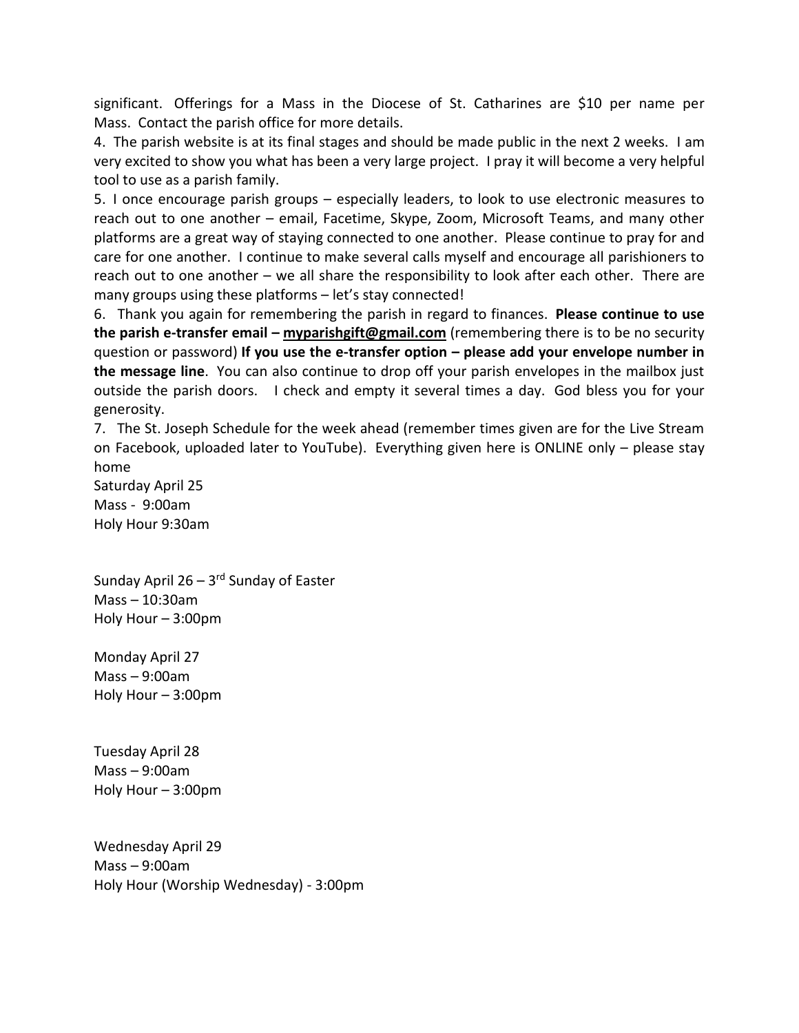significant. Offerings for a Mass in the Diocese of St. Catharines are $10 per name per Mass. Contact the parish office for more details.

4. The parish website is at its final stages and should be made public in the next 2 weeks. I am very excited to show you what has been a very large project. I pray it will become a very helpful tool to use as a parish family.

5. I once encourage parish groups – especially leaders, to look to use electronic measures to reach out to one another – email, Facetime, Skype, Zoom, Microsoft Teams, and many other platforms are a great way of staying connected to one another. Please continue to pray for and care for one another. I continue to make several calls myself and encourage all parishioners to reach out to one another – we all share the responsibility to look after each other. There are many groups using these platforms – let's stay connected!

6. Thank you again for remembering the parish in regard to finances. **Please continue to use the parish e-transfer email – myparishgift@gmail.com** (remembering there is to be no security question or password) **If you use the e-transfer option – please add your envelope number in the message line**. You can also continue to drop off your parish envelopes in the mailbox just outside the parish doors. I check and empty it several times a day. God bless you for your generosity.

7. The St. Joseph Schedule for the week ahead (remember times given are for the Live Stream on Facebook, uploaded later to YouTube). Everything given here is ONLINE only – please stay home

Saturday April 25
Mass - 9:00am
Holy Hour 9:30am

Sunday April 26 – 3rd Sunday of Easter
Mass – 10:30am
Holy Hour – 3:00pm

Monday April 27
Mass – 9:00am
Holy Hour – 3:00pm

Tuesday April 28
Mass – 9:00am
Holy Hour – 3:00pm

Wednesday April 29
Mass – 9:00am
Holy Hour (Worship Wednesday) - 3:00pm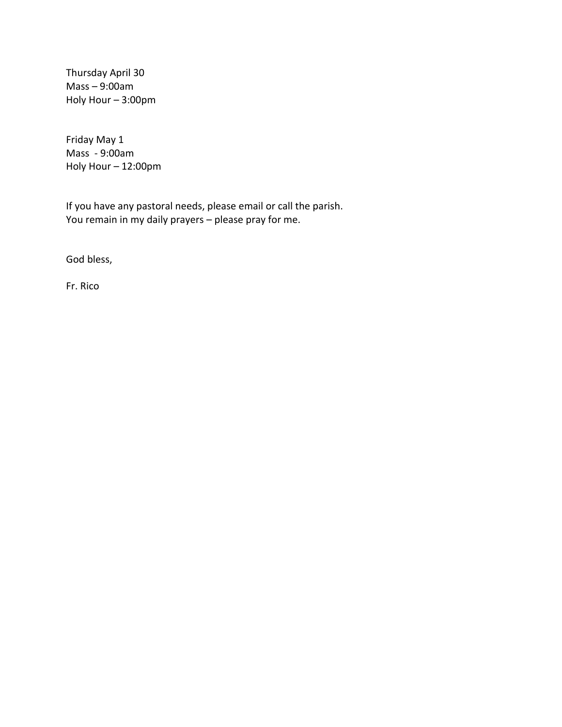Thursday April 30
Mass – 9:00am
Holy Hour – 3:00pm

Friday May 1
Mass - 9:00am
Holy Hour – 12:00pm

If you have any pastoral needs, please email or call the parish.
You remain in my daily prayers – please pray for me.

God bless,

Fr. Rico